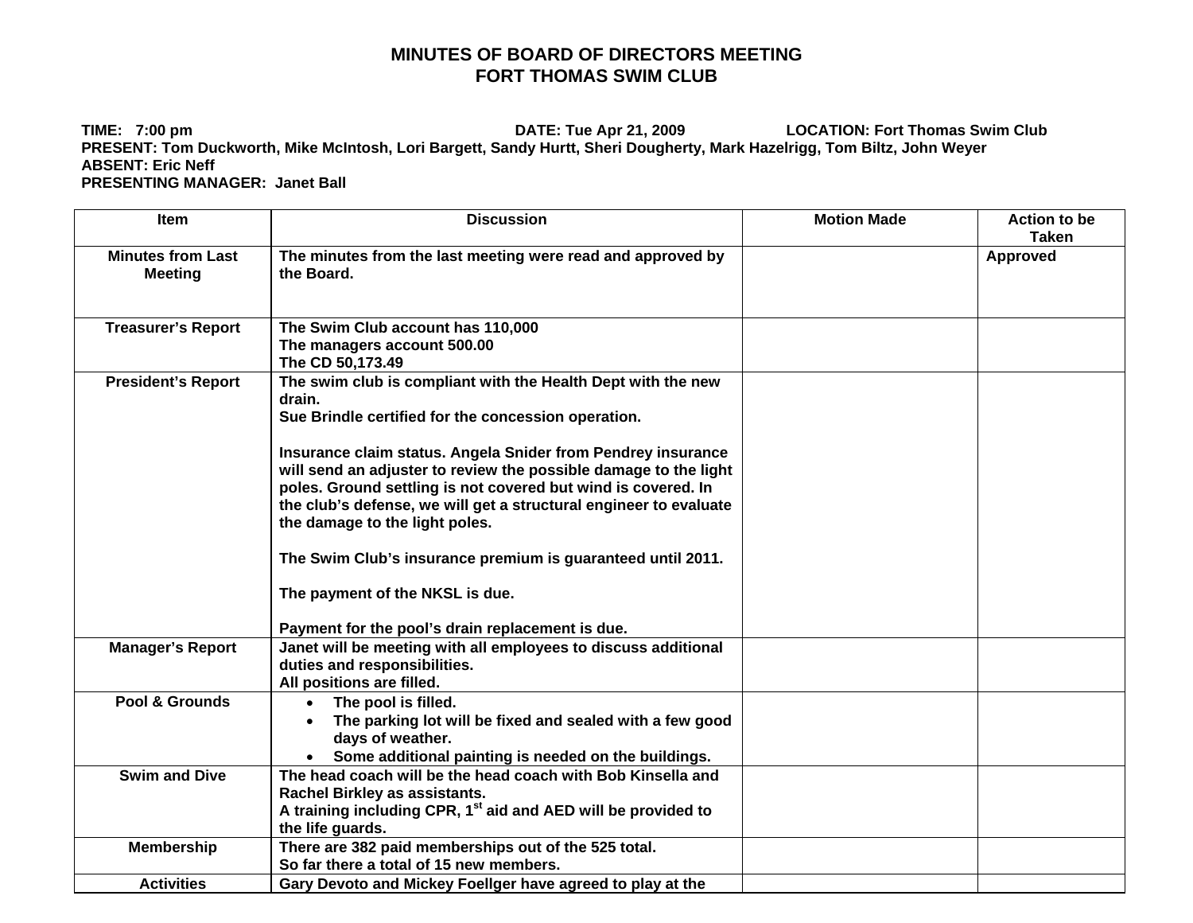# MINUTES OF BOARD OF DIRECTORS MEETING
# FORT THOMAS SWIM CLUB

**TIME:** 7:00 pm **DATE:** Tue Apr 21, 2009 **LOCATION:** Fort Thomas Swim Club
**PRESENT:** Tom Duckworth, Mike McIntosh, Lori Bargett, Sandy Hurtt, Sheri Dougherty, Mark Hazelrigg, Tom Biltz, John Weyer
**ABSENT:** Eric Neff
**PRESENTING MANAGER:** Janet Ball

| Item | Discussion | Motion Made | Action to be Taken |
|---|---|---|---|
| Minutes from Last Meeting | The minutes from the last meeting were read and approved by the Board. | | Approved |
| Treasurer's Report | The Swim Club account has 110,000<br>The managers account 500.00<br>The CD 50,173.49 | | |
| President's Report | The swim club is compliant with the Health Dept with the new drain.<br>Sue Brindle certified for the concession operation.<br><br>Insurance claim status. Angela Snider from Pendrey insurance will send an adjuster to review the possible damage to the light poles. Ground settling is not covered but wind is covered. In the club's defense, we will get a structural engineer to evaluate the damage to the light poles.<br><br>The Swim Club's insurance premium is guaranteed until 2011.<br><br>The payment of the NKSL is due.<br><br>Payment for the pool's drain replacement is due. | | |
| Manager's Report | Janet will be meeting with all employees to discuss additional duties and responsibilities.<br>All positions are filled. | | |
| Pool & Grounds | • The pool is filled.<br>• The parking lot will be fixed and sealed with a few good days of weather.<br>• Some additional painting is needed on the buildings. | | |
| Swim and Dive | The head coach will be the head coach with Bob Kinsella and Rachel Birkley as assistants.<br>A training including CPR, 1st aid and AED will be provided to the life guards. | | |
| Membership | There are 382 paid memberships out of the 525 total.<br>So far there a total of 15 new members. | | |
| Activities | Gary Devoto and Mickey Foellger have agreed to play at the | | |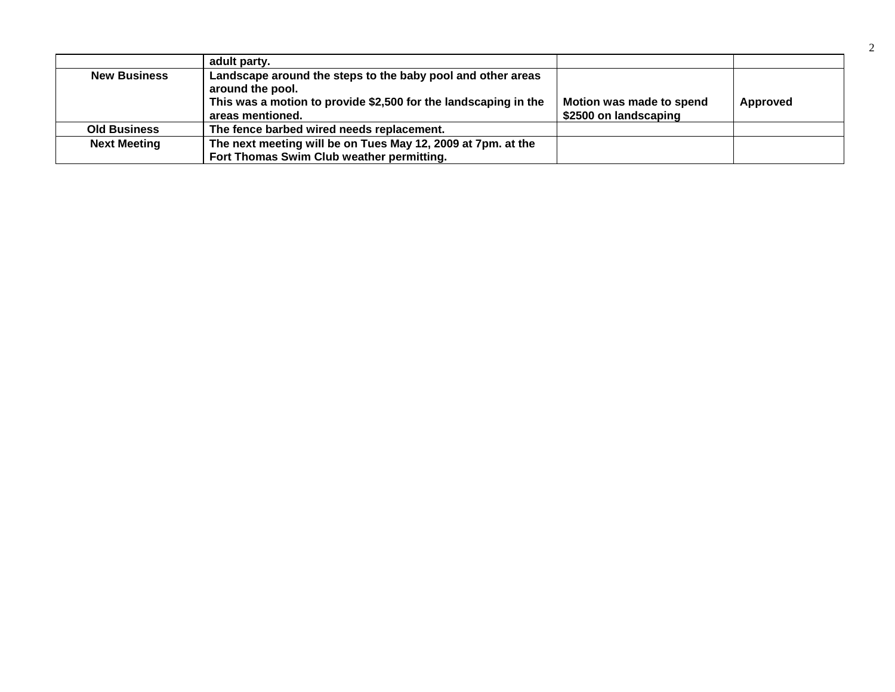| | | | |
|---|---|---|---|
| | adult party. | | |
| New Business | Landscape around the steps to the baby pool and other areas around the pool.<br>This was a motion to provide $2,500 for the landscaping in the areas mentioned. | Motion was made to spend $2500 on landscaping | Approved |
| Old Business | The fence barbed wired needs replacement. | | |
| Next Meeting | The next meeting will be on Tues May 12, 2009 at 7pm. at the Fort Thomas Swim Club weather permitting. | | |